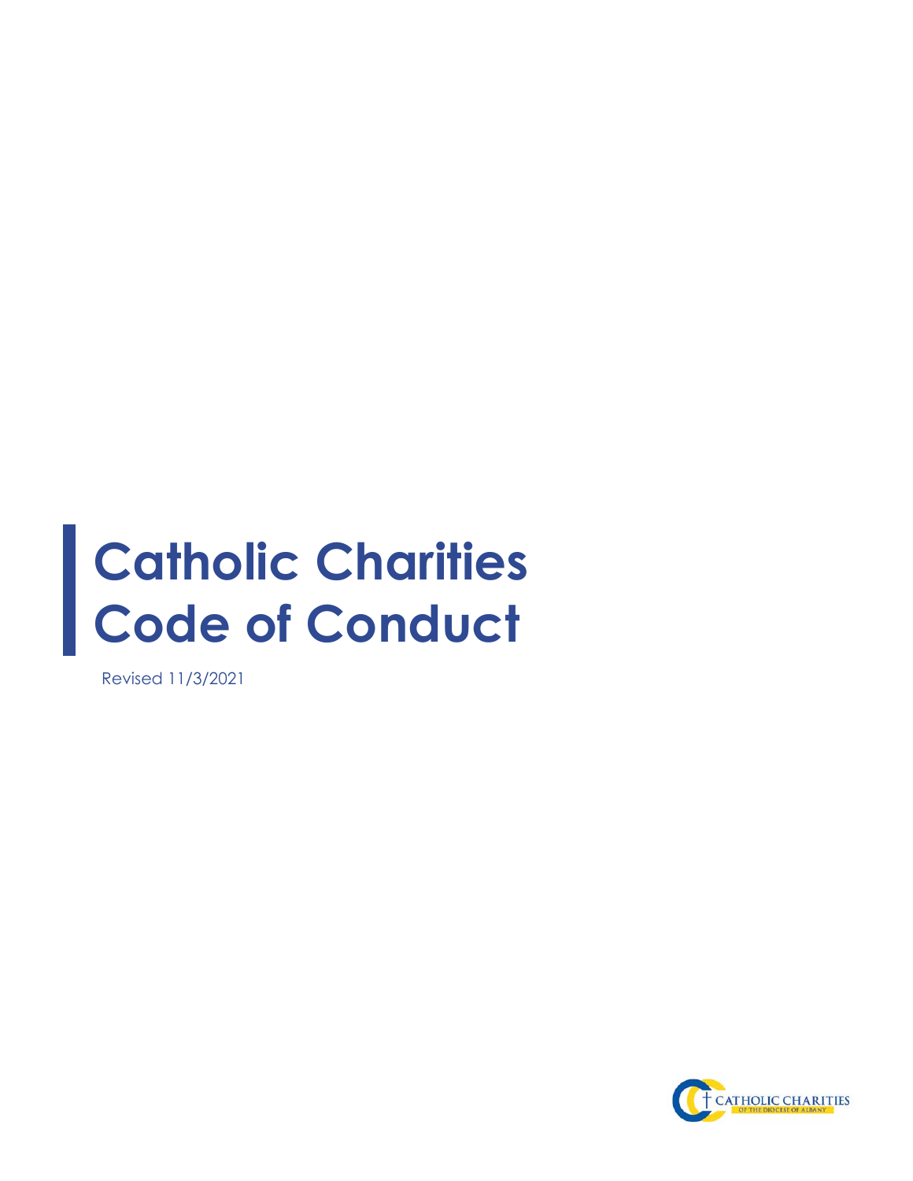# Catholic Charities Code of Conduct

Revised 11/3/2021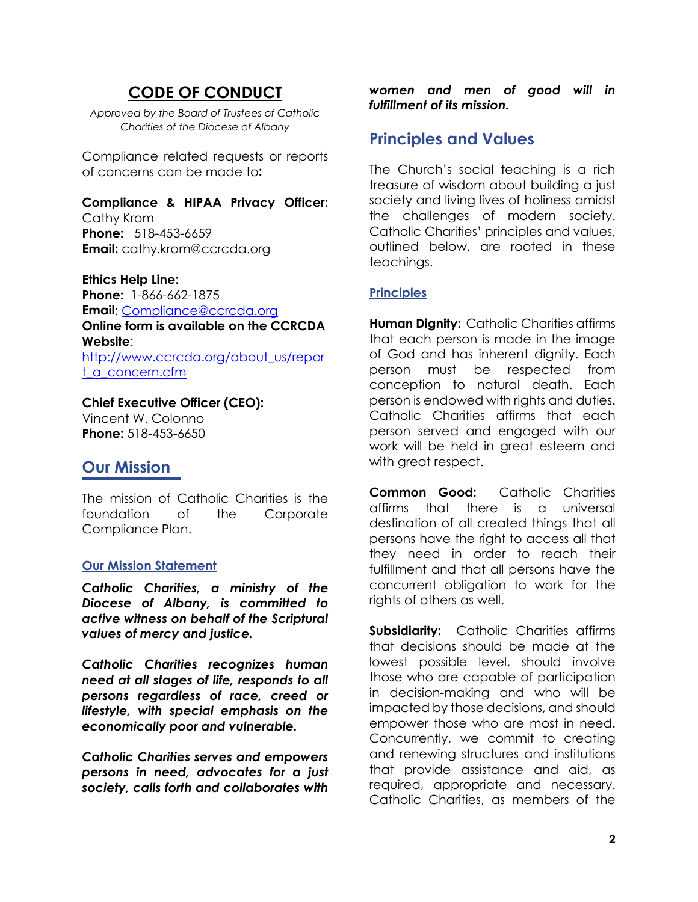# CODE OF CONDUCT

*Approved by the Board of Trustees of Catholic Charities of the Diocese of Albany*

Compliance related requests or reports of concerns can be made to**:**

**Compliance & HIPAA Privacy Officer:** Cathy Krom
**Phone:** 518-453-6659
**Email:** cathy.krom@ccrcda.org

**Ethics Help Line:**
**Phone:** 1-866-662-1875
**Email**: Compliance@ccrcda.org
**Online form is available on the CCRCDA Website**:
http://www.ccrcda.org/about_us/report_a_concern.cfm

**Chief Executive Officer (CEO):**
Vincent W. Colonno
**Phone:** 518-453-6650

## Our Mission

The mission of Catholic Charities is the foundation of the Corporate Compliance Plan.

### Our Mission Statement

***Catholic Charities, a ministry of the Diocese of Albany, is committed to active witness on behalf of the Scriptural values of mercy and justice.***

***Catholic Charities recognizes human need at all stages of life, responds to all persons regardless of race, creed or lifestyle, with special emphasis on the economically poor and vulnerable.***

***Catholic Charities serves and empowers persons in need, advocates for a just society, calls forth and collaborates with women and men of good will in fulfillment of its mission.***

## Principles and Values

The Church's social teaching is a rich treasure of wisdom about building a just society and living lives of holiness amidst the challenges of modern society. Catholic Charities' principles and values, outlined below, are rooted in these teachings.

### Principles

**Human Dignity:** Catholic Charities affirms that each person is made in the image of God and has inherent dignity. Each person must be respected from conception to natural death. Each person is endowed with rights and duties. Catholic Charities affirms that each person served and engaged with our work will be held in great esteem and with great respect.

**Common Good:** Catholic Charities affirms that there is a universal destination of all created things that all persons have the right to access all that they need in order to reach their fulfillment and that all persons have the concurrent obligation to work for the rights of others as well.

**Subsidiarity:** Catholic Charities affirms that decisions should be made at the lowest possible level, should involve those who are capable of participation in decision-making and who will be impacted by those decisions, and should empower those who are most in need. Concurrently, we commit to creating and renewing structures and institutions that provide assistance and aid, as required, appropriate and necessary. Catholic Charities, as members of the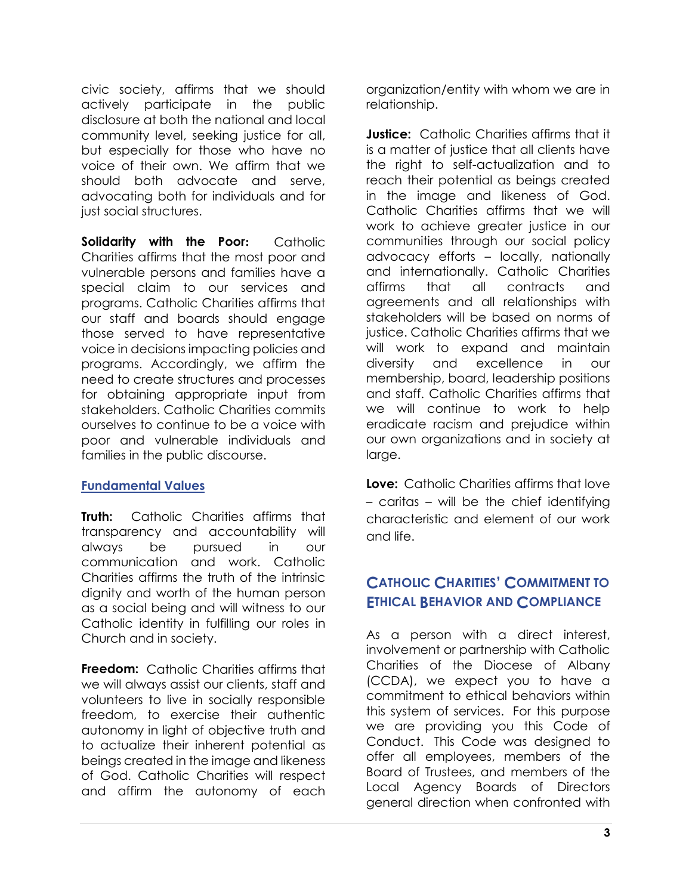civic society, affirms that we should actively participate in the public disclosure at both the national and local community level, seeking justice for all, but especially for those who have no voice of their own. We affirm that we should both advocate and serve, advocating both for individuals and for just social structures.

**Solidarity with the Poor:** Catholic Charities affirms that the most poor and vulnerable persons and families have a special claim to our services and programs. Catholic Charities affirms that our staff and boards should engage those served to have representative voice in decisions impacting policies and programs. Accordingly, we affirm the need to create structures and processes for obtaining appropriate input from stakeholders. Catholic Charities commits ourselves to continue to be a voice with poor and vulnerable individuals and families in the public discourse.

### Fundamental Values

**Truth:** Catholic Charities affirms that transparency and accountability will always be pursued in our communication and work. Catholic Charities affirms the truth of the intrinsic dignity and worth of the human person as a social being and will witness to our Catholic identity in fulfilling our roles in Church and in society.

**Freedom:** Catholic Charities affirms that we will always assist our clients, staff and volunteers to live in socially responsible freedom, to exercise their authentic autonomy in light of objective truth and to actualize their inherent potential as beings created in the image and likeness of God. Catholic Charities will respect and affirm the autonomy of each organization/entity with whom we are in relationship.

**Justice:** Catholic Charities affirms that it is a matter of justice that all clients have the right to self-actualization and to reach their potential as beings created in the image and likeness of God. Catholic Charities affirms that we will work to achieve greater justice in our communities through our social policy advocacy efforts – locally, nationally and internationally. Catholic Charities affirms that all contracts and agreements and all relationships with stakeholders will be based on norms of justice. Catholic Charities affirms that we will work to expand and maintain diversity and excellence in our membership, board, leadership positions and staff. Catholic Charities affirms that we will continue to work to help eradicate racism and prejudice within our own organizations and in society at large.

**Love:** Catholic Charities affirms that love – caritas – will be the chief identifying characteristic and element of our work and life.

## Catholic Charities' Commitment to Ethical Behavior and Compliance

As a person with a direct interest, involvement or partnership with Catholic Charities of the Diocese of Albany (CCDA), we expect you to have a commitment to ethical behaviors within this system of services. For this purpose we are providing you this Code of Conduct. This Code was designed to offer all employees, members of the Board of Trustees, and members of the Local Agency Boards of Directors general direction when confronted with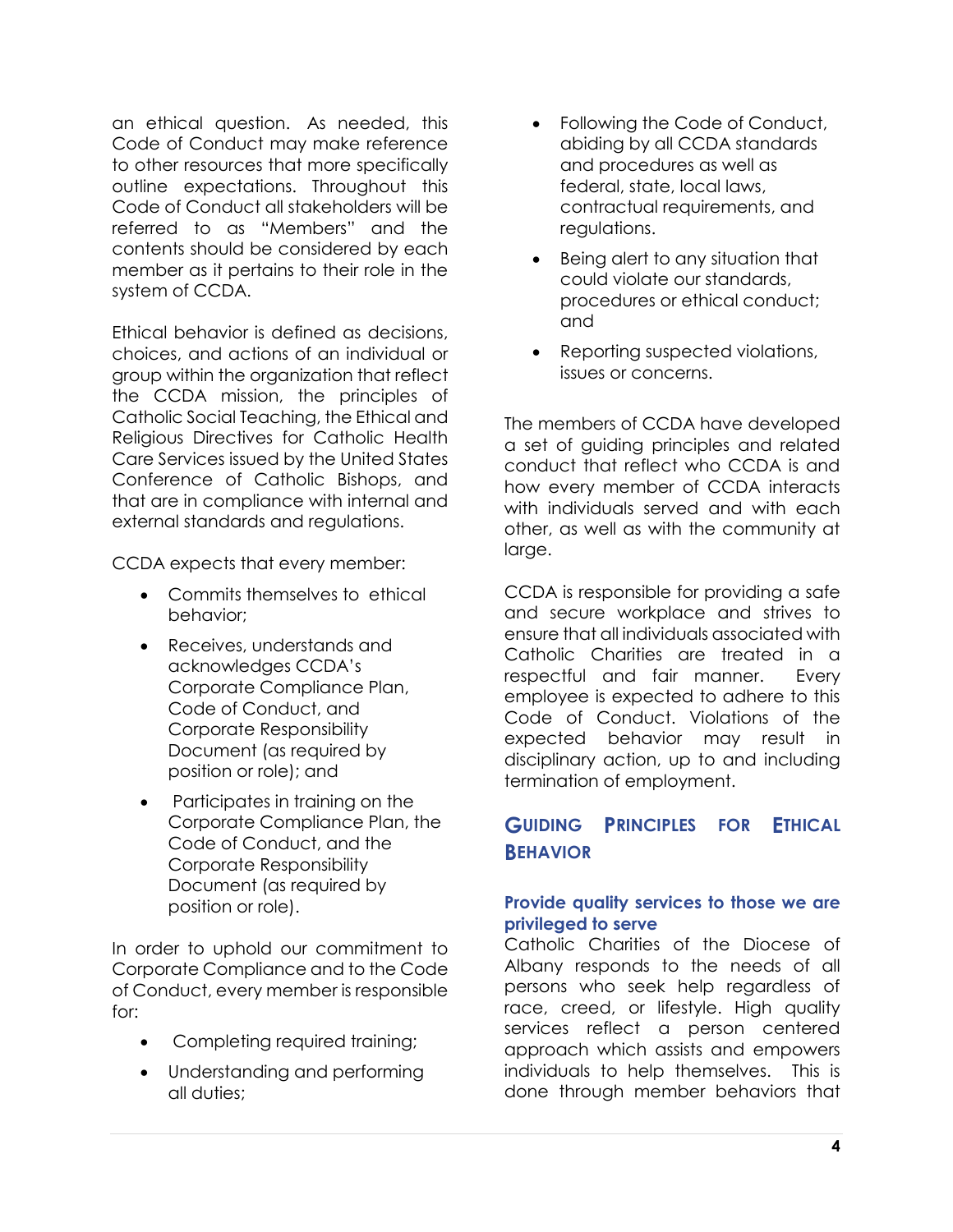an ethical question. As needed, this Code of Conduct may make reference to other resources that more specifically outline expectations. Throughout this Code of Conduct all stakeholders will be referred to as "Members" and the contents should be considered by each member as it pertains to their role in the system of CCDA.

Ethical behavior is defined as decisions, choices, and actions of an individual or group within the organization that reflect the CCDA mission, the principles of Catholic Social Teaching, the Ethical and Religious Directives for Catholic Health Care Services issued by the United States Conference of Catholic Bishops, and that are in compliance with internal and external standards and regulations.

CCDA expects that every member:

- Commits themselves to ethical behavior;
- Receives, understands and acknowledges CCDA's Corporate Compliance Plan, Code of Conduct, and Corporate Responsibility Document (as required by position or role); and
- Participates in training on the Corporate Compliance Plan, the Code of Conduct, and the Corporate Responsibility Document (as required by position or role).

In order to uphold our commitment to Corporate Compliance and to the Code of Conduct, every member is responsible for:

- Completing required training;
- Understanding and performing all duties;
- Following the Code of Conduct, abiding by all CCDA standards and procedures as well as federal, state, local laws, contractual requirements, and regulations.
- Being alert to any situation that could violate our standards, procedures or ethical conduct; and
- Reporting suspected violations, issues or concerns.

The members of CCDA have developed a set of guiding principles and related conduct that reflect who CCDA is and how every member of CCDA interacts with individuals served and with each other, as well as with the community at large.

CCDA is responsible for providing a safe and secure workplace and strives to ensure that all individuals associated with Catholic Charities are treated in a respectful and fair manner. Every employee is expected to adhere to this Code of Conduct. Violations of the expected behavior may result in disciplinary action, up to and including termination of employment.

## Guiding Principles for Ethical Behavior

### Provide quality services to those we are privileged to serve

Catholic Charities of the Diocese of Albany responds to the needs of all persons who seek help regardless of race, creed, or lifestyle. High quality services reflect a person centered approach which assists and empowers individuals to help themselves. This is done through member behaviors that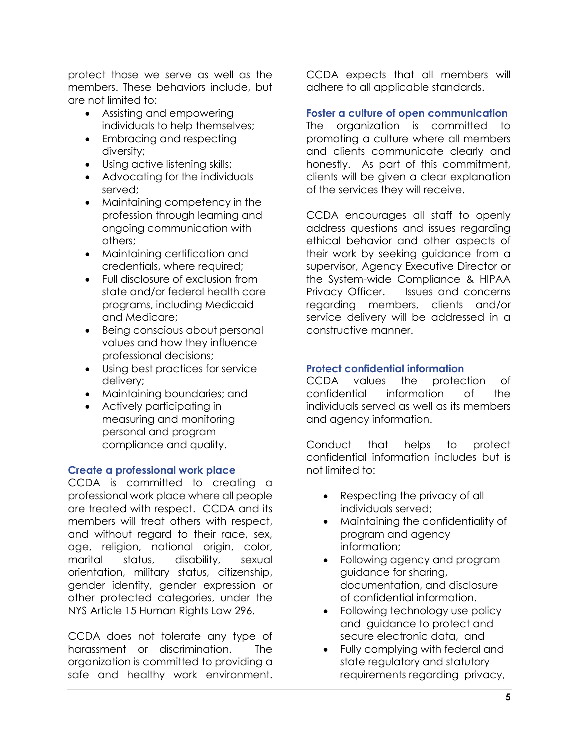protect those we serve as well as the members. These behaviors include, but are not limited to:

- Assisting and empowering individuals to help themselves;
- Embracing and respecting diversity;
- Using active listening skills;
- Advocating for the individuals served;
- Maintaining competency in the profession through learning and ongoing communication with others;
- Maintaining certification and credentials, where required;
- Full disclosure of exclusion from state and/or federal health care programs, including Medicaid and Medicare;
- Being conscious about personal values and how they influence professional decisions;
- Using best practices for service delivery;
- Maintaining boundaries; and
- Actively participating in measuring and monitoring personal and program compliance and quality.

### Create a professional work place

CCDA is committed to creating a professional work place where all people are treated with respect. CCDA and its members will treat others with respect, and without regard to their race, sex, age, religion, national origin, color, marital status, disability, sexual orientation, military status, citizenship, gender identity, gender expression or other protected categories, under the NYS Article 15 Human Rights Law 296.

CCDA does not tolerate any type of harassment or discrimination. The organization is committed to providing a safe and healthy work environment. CCDA expects that all members will adhere to all applicable standards.

### Foster a culture of open communication

The organization is committed to promoting a culture where all members and clients communicate clearly and honestly. As part of this commitment, clients will be given a clear explanation of the services they will receive.

CCDA encourages all staff to openly address questions and issues regarding ethical behavior and other aspects of their work by seeking guidance from a supervisor, Agency Executive Director or the System-wide Compliance & HIPAA Privacy Officer. Issues and concerns regarding members, clients and/or service delivery will be addressed in a constructive manner.

### Protect confidential information

CCDA values the protection of confidential information of the individuals served as well as its members and agency information.

Conduct that helps to protect confidential information includes but is not limited to:

- Respecting the privacy of all individuals served;
- Maintaining the confidentiality of program and agency information;
- Following agency and program guidance for sharing, documentation, and disclosure of confidential information.
- Following technology use policy and guidance to protect and secure electronic data, and
- Fully complying with federal and state regulatory and statutory requirements regarding privacy,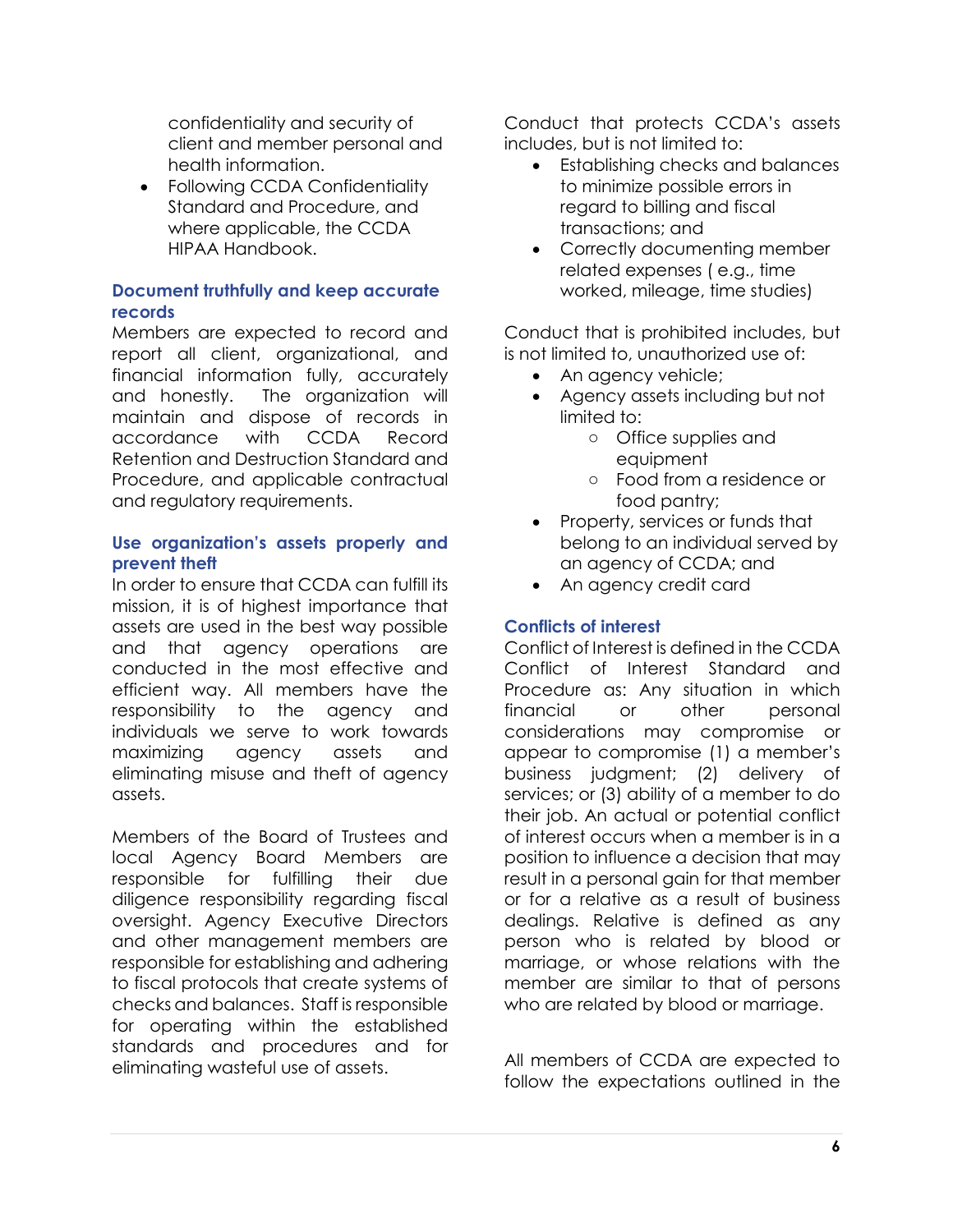confidentiality and security of client and member personal and health information.
- Following CCDA Confidentiality Standard and Procedure, and where applicable, the CCDA HIPAA Handbook.

### Document truthfully and keep accurate records

Members are expected to record and report all client, organizational, and financial information fully, accurately and honestly. The organization will maintain and dispose of records in accordance with CCDA Record Retention and Destruction Standard and Procedure, and applicable contractual and regulatory requirements.

### Use organization's assets properly and prevent theft

In order to ensure that CCDA can fulfill its mission, it is of highest importance that assets are used in the best way possible and that agency operations are conducted in the most effective and efficient way. All members have the responsibility to the agency and individuals we serve to work towards maximizing agency assets and eliminating misuse and theft of agency assets.

Members of the Board of Trustees and local Agency Board Members are responsible for fulfilling their due diligence responsibility regarding fiscal oversight. Agency Executive Directors and other management members are responsible for establishing and adhering to fiscal protocols that create systems of checks and balances. Staff is responsible for operating within the established standards and procedures and for eliminating wasteful use of assets.

Conduct that protects CCDA's assets includes, but is not limited to:

- Establishing checks and balances to minimize possible errors in regard to billing and fiscal transactions; and
- Correctly documenting member related expenses ( e.g., time worked, mileage, time studies)

Conduct that is prohibited includes, but is not limited to, unauthorized use of:

- An agency vehicle;
- Agency assets including but not limited to:
  - Office supplies and equipment
  - Food from a residence or food pantry;
- Property, services or funds that belong to an individual served by an agency of CCDA; and
- An agency credit card

### Conflicts of interest

Conflict of Interest is defined in the CCDA Conflict of Interest Standard and Procedure as: Any situation in which financial or other personal considerations may compromise or appear to compromise (1) a member's business judgment; (2) delivery of services; or (3) ability of a member to do their job. An actual or potential conflict of interest occurs when a member is in a position to influence a decision that may result in a personal gain for that member or for a relative as a result of business dealings. Relative is defined as any person who is related by blood or marriage, or whose relations with the member are similar to that of persons who are related by blood or marriage.

All members of CCDA are expected to follow the expectations outlined in the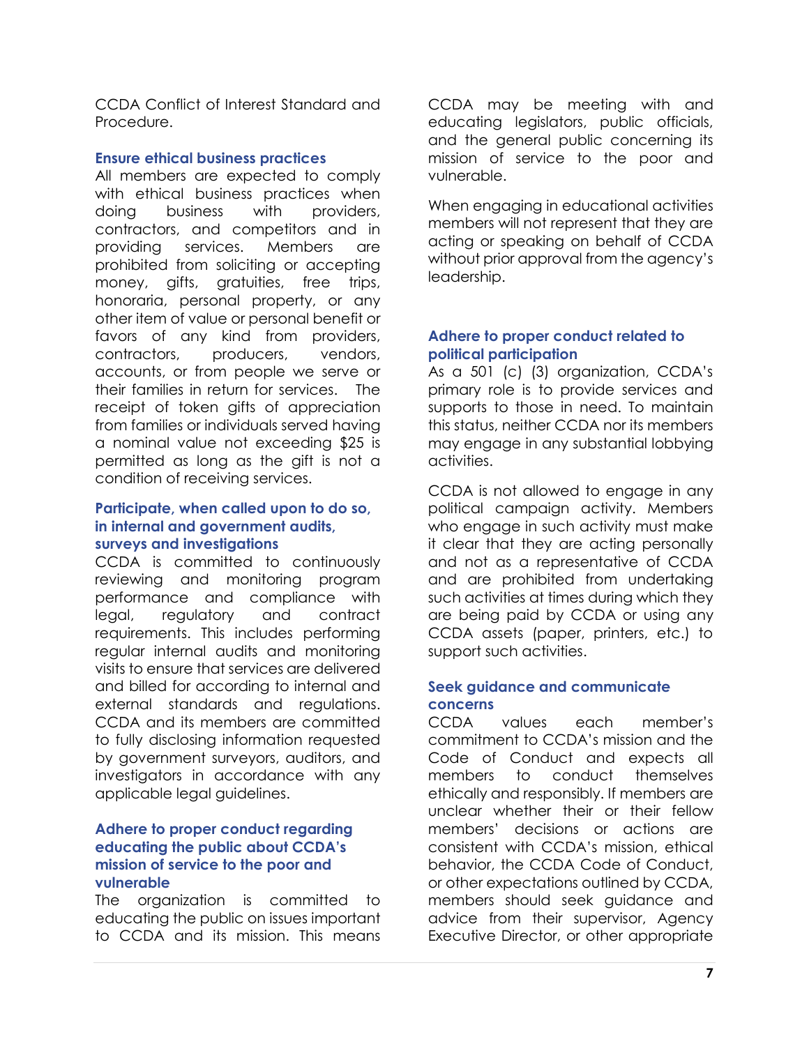CCDA Conflict of Interest Standard and Procedure.

### Ensure ethical business practices

All members are expected to comply with ethical business practices when doing business with providers, contractors, and competitors and in providing services. Members are prohibited from soliciting or accepting money, gifts, gratuities, free trips, honoraria, personal property, or any other item of value or personal benefit or favors of any kind from providers, contractors, producers, vendors, accounts, or from people we serve or their families in return for services. The receipt of token gifts of appreciation from families or individuals served having a nominal value not exceeding $25 is permitted as long as the gift is not a condition of receiving services.

### Participate, when called upon to do so, in internal and government audits, surveys and investigations

CCDA is committed to continuously reviewing and monitoring program performance and compliance with legal, regulatory and contract requirements. This includes performing regular internal audits and monitoring visits to ensure that services are delivered and billed for according to internal and external standards and regulations. CCDA and its members are committed to fully disclosing information requested by government surveyors, auditors, and investigators in accordance with any applicable legal guidelines.

### Adhere to proper conduct regarding educating the public about CCDA's mission of service to the poor and vulnerable

The organization is committed to educating the public on issues important to CCDA and its mission. This means CCDA may be meeting with and educating legislators, public officials, and the general public concerning its mission of service to the poor and vulnerable.

When engaging in educational activities members will not represent that they are acting or speaking on behalf of CCDA without prior approval from the agency's leadership.

### Adhere to proper conduct related to political participation

As a 501 (c) (3) organization, CCDA's primary role is to provide services and supports to those in need. To maintain this status, neither CCDA nor its members may engage in any substantial lobbying activities.

CCDA is not allowed to engage in any political campaign activity. Members who engage in such activity must make it clear that they are acting personally and not as a representative of CCDA and are prohibited from undertaking such activities at times during which they are being paid by CCDA or using any CCDA assets (paper, printers, etc.) to support such activities.

### Seek guidance and communicate concerns

CCDA values each member's commitment to CCDA's mission and the Code of Conduct and expects all members to conduct themselves ethically and responsibly. If members are unclear whether their or their fellow members' decisions or actions are consistent with CCDA's mission, ethical behavior, the CCDA Code of Conduct, or other expectations outlined by CCDA, members should seek guidance and advice from their supervisor, Agency Executive Director, or other appropriate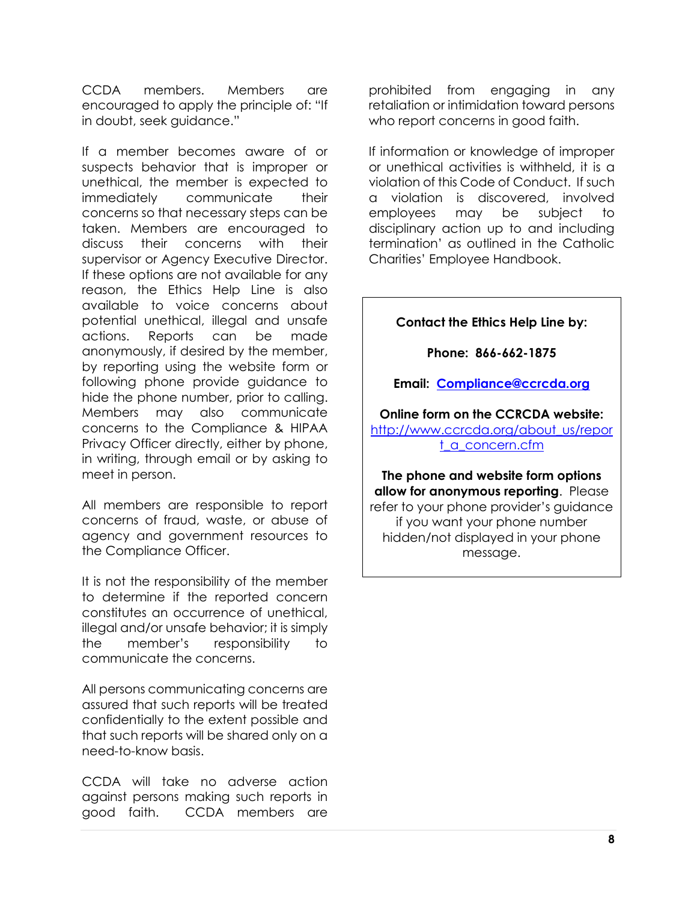CCDA members. Members are encouraged to apply the principle of: "If in doubt, seek guidance."

If a member becomes aware of or suspects behavior that is improper or unethical, the member is expected to immediately communicate their concerns so that necessary steps can be taken. Members are encouraged to discuss their concerns with their supervisor or Agency Executive Director. If these options are not available for any reason, the Ethics Help Line is also available to voice concerns about potential unethical, illegal and unsafe actions. Reports can be made anonymously, if desired by the member, by reporting using the website form or following phone provide guidance to hide the phone number, prior to calling. Members may also communicate concerns to the Compliance & HIPAA Privacy Officer directly, either by phone, in writing, through email or by asking to meet in person.

All members are responsible to report concerns of fraud, waste, or abuse of agency and government resources to the Compliance Officer.

It is not the responsibility of the member to determine if the reported concern constitutes an occurrence of unethical, illegal and/or unsafe behavior; it is simply the member's responsibility to communicate the concerns.

All persons communicating concerns are assured that such reports will be treated confidentially to the extent possible and that such reports will be shared only on a need-to-know basis.

CCDA will take no adverse action against persons making such reports in good faith. CCDA members are prohibited from engaging in any retaliation or intimidation toward persons who report concerns in good faith.

If information or knowledge of improper or unethical activities is withheld, it is a violation of this Code of Conduct. If such a violation is discovered, involved employees may be subject to disciplinary action up to and including termination' as outlined in the Catholic Charities' Employee Handbook.

**Contact the Ethics Help Line by:**

**Phone: 866-662-1875**

**Email: [Compliance@ccrcda.org](mailto:Compliance@ccrcda.org)**

**Online form on the CCRCDA website:**
[http://www.ccrcda.org/about_us/report_a_concern.cfm](http://www.ccrcda.org/about_us/report_a_concern.cfm)

**The phone and website form options allow for anonymous reporting**. Please refer to your phone provider's guidance if you want your phone number hidden/not displayed in your phone message.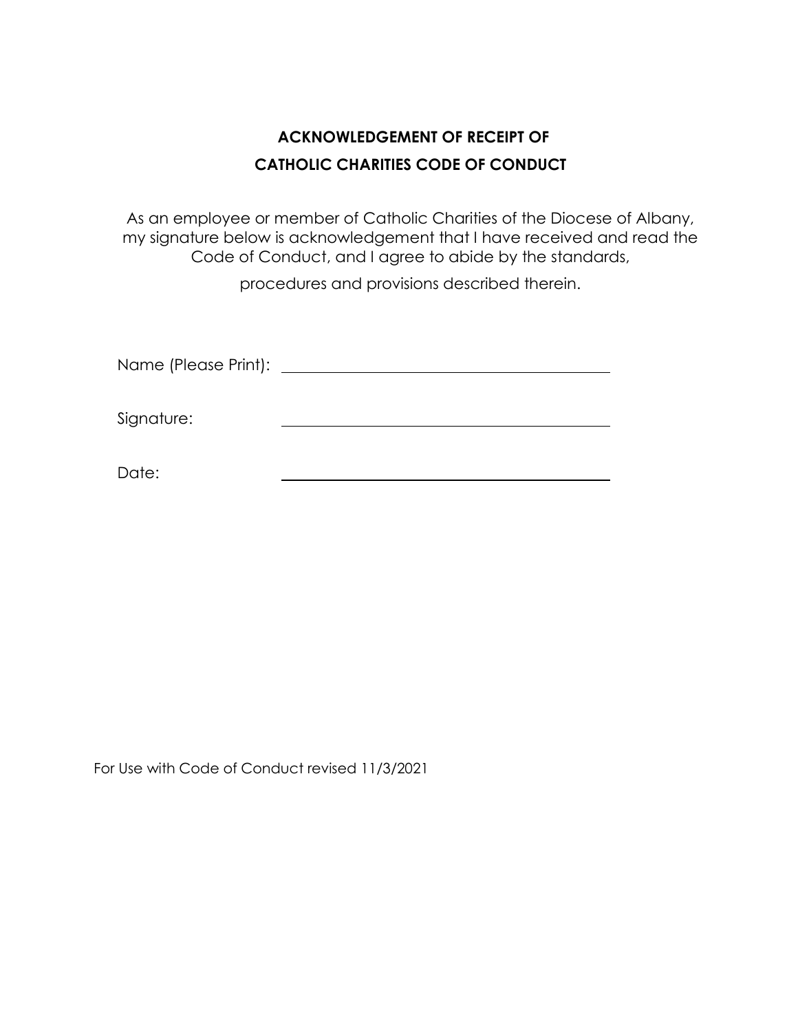# ACKNOWLEDGEMENT OF RECEIPT OF CATHOLIC CHARITIES CODE OF CONDUCT

As an employee or member of Catholic Charities of the Diocese of Albany, my signature below is acknowledgement that I have received and read the Code of Conduct, and I agree to abide by the standards, procedures and provisions described therein.

Name (Please Print): ________________________________

Signature: ________________________________

Date: ________________________________

For Use with Code of Conduct revised 11/3/2021